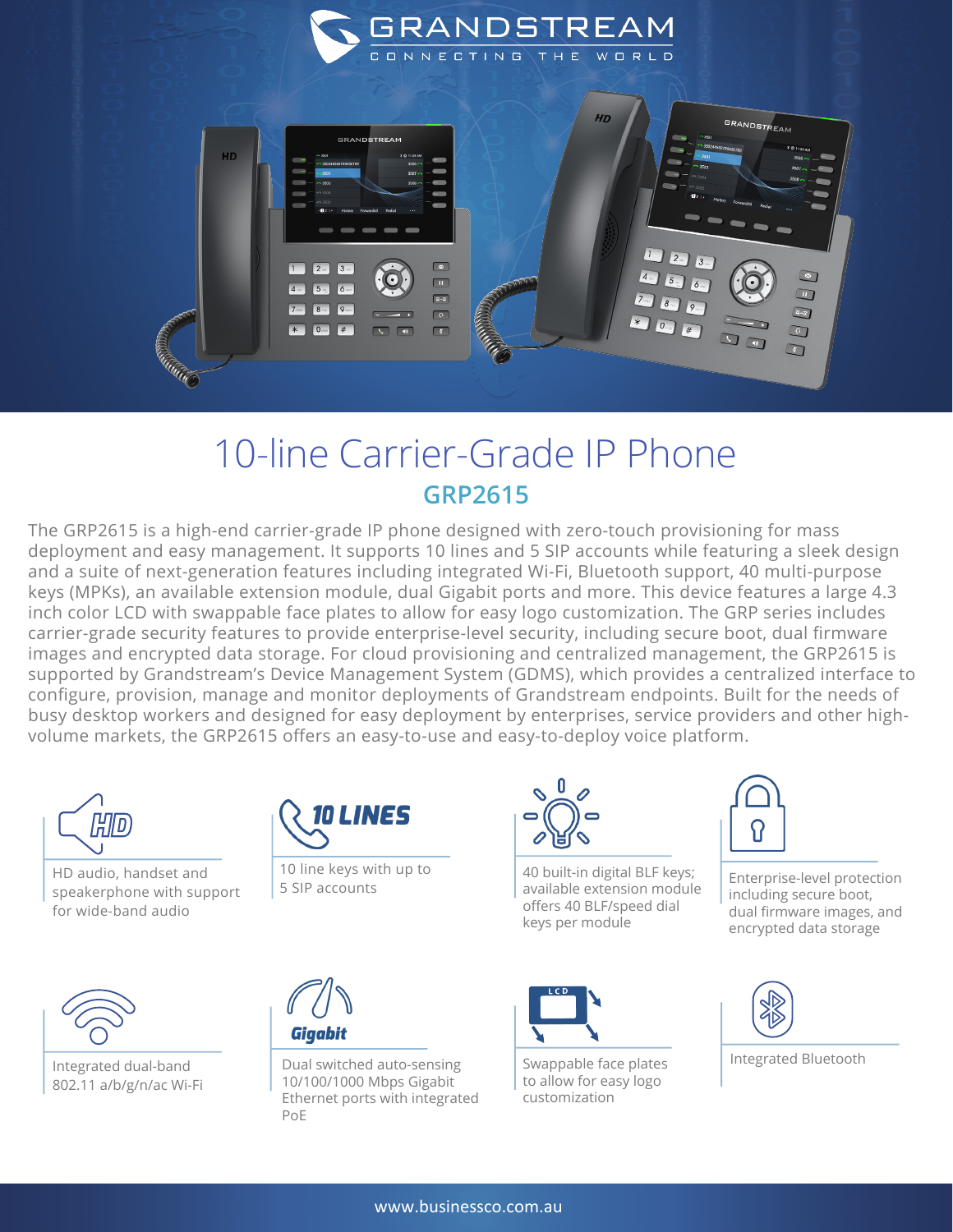# 10-line Carrier-Grade IP Phone

## GRP2615

The GRP2615 is a high-end carrier-grade IP phone designed with zero-touch provisioning for mass deployment and easy management. It supports 10 lines and 5 SIP accounts while featuring a sleek design and a suite of next-generation features including integrated Wi-Fi, Bluetooth support, 40 multi-purpose keys (MPKs), an available extension module, dual Gigabit ports and more. This device features a large 4.3 inch color LCD with swappable face plates to allow for easy logo customization. The GRP series includes carrier-grade security features to provide enterprise-level security, including secure boot, dual firmware images and encrypted data storage. For cloud provisioning and centralized management, the GRP2615 is supported by Grandstream's Device Management System (GDMS), which provides a centralized interface to configure, provision, manage and monitor deployments of Grandstream endpoints. Built for the needs of busy desktop workers and designed for easy deployment by enterprises, service providers and other high-volume markets, the GRP2615 offers an easy-to-use and easy-to-deploy voice platform.

- HD audio, handset and speakerphone with support for wide-band audio
- 10 line keys with up to 5 SIP accounts
- 40 built-in digital BLF keys; available extension module offers 40 BLF/speed dial keys per module
- Enterprise-level protection including secure boot, dual firmware images, and encrypted data storage
- Integrated dual-band 802.11 a/b/g/n/ac Wi-Fi
- Dual switched auto-sensing 10/100/1000 Mbps Gigabit Ethernet ports with integrated PoE
- Swappable face plates to allow for easy logo customization
- Integrated Bluetooth

www.businessco.com.au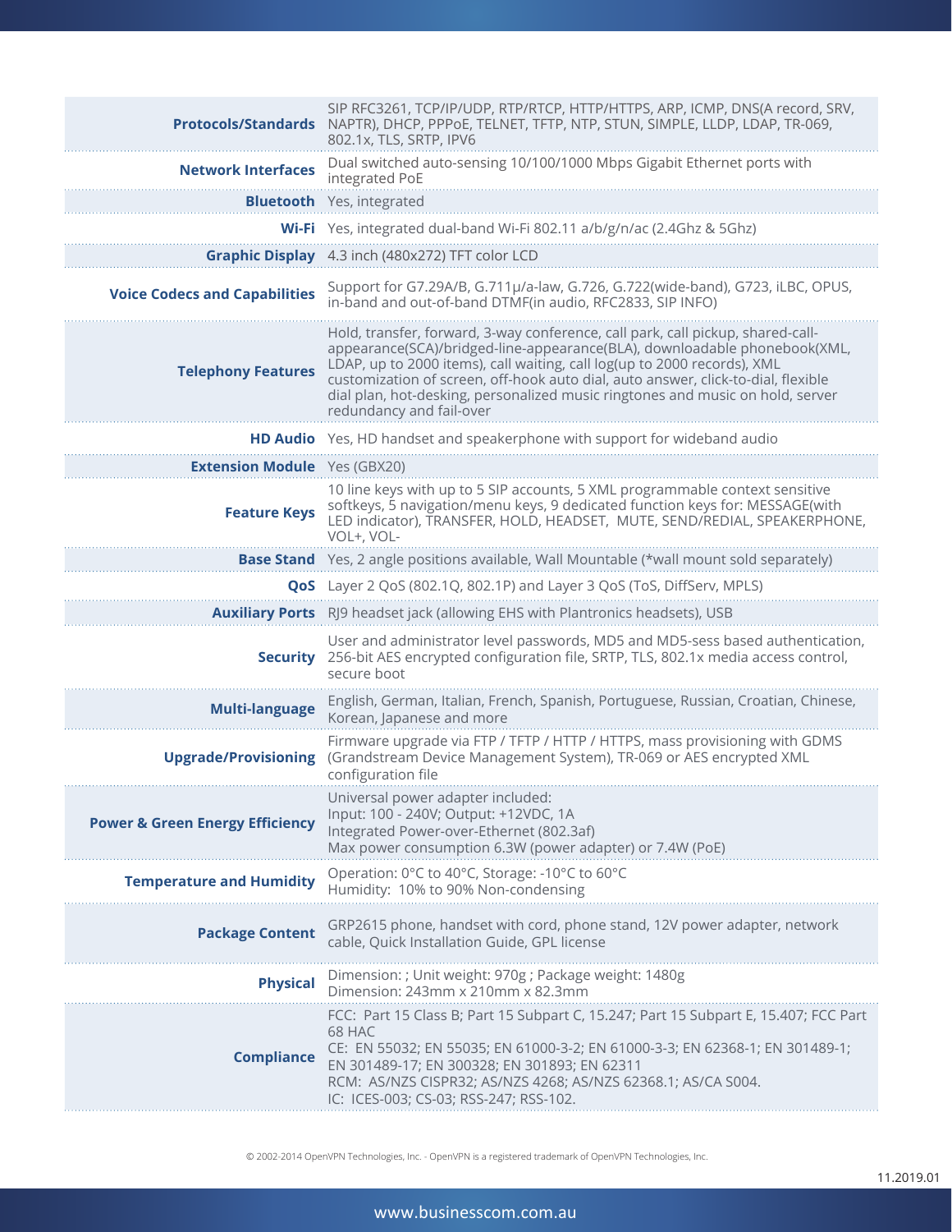| | |
|---|---|
| **Protocols/Standards** | SIP RFC3261, TCP/IP/UDP, RTP/RTCP, HTTP/HTTPS, ARP, ICMP, DNS(A record, SRV, NAPTR), DHCP, PPPoE, TELNET, TFTP, NTP, STUN, SIMPLE, LLDP, LDAP, TR-069, 802.1x, TLS, SRTP, IPV6 |
| **Network Interfaces** | Dual switched auto-sensing 10/100/1000 Mbps Gigabit Ethernet ports with integrated PoE |
| **Bluetooth** | Yes, integrated |
| **Wi-Fi** | Yes, integrated dual-band Wi-Fi 802.11 a/b/g/n/ac (2.4Ghz & 5Ghz) |
| **Graphic Display** | 4.3 inch (480x272) TFT color LCD |
| **Voice Codecs and Capabilities** | Support for G7.29A/B, G.711µ/a-law, G.726, G.722(wide-band), G723, iLBC, OPUS, in-band and out-of-band DTMF(in audio, RFC2833, SIP INFO) |
| **Telephony Features** | Hold, transfer, forward, 3-way conference, call park, call pickup, shared-call-appearance(SCA)/bridged-line-appearance(BLA), downloadable phonebook(XML, LDAP, up to 2000 items), call waiting, call log(up to 2000 records), XML customization of screen, off-hook auto dial, auto answer, click-to-dial, flexible dial plan, hot-desking, personalized music ringtones and music on hold, server redundancy and fail-over |
| **HD Audio** | Yes, HD handset and speakerphone with support for wideband audio |
| **Extension Module** | Yes (GBX20) |
| **Feature Keys** | 10 line keys with up to 5 SIP accounts, 5 XML programmable context sensitive softkeys, 5 navigation/menu keys, 9 dedicated function keys for: MESSAGE(with LED indicator), TRANSFER, HOLD, HEADSET, MUTE, SEND/REDIAL, SPEAKERPHONE, VOL+, VOL- |
| **Base Stand** | Yes, 2 angle positions available, Wall Mountable (*wall mount sold separately) |
| **QoS** | Layer 2 QoS (802.1Q, 802.1P) and Layer 3 QoS (ToS, DiffServ, MPLS) |
| **Auxiliary Ports** | RJ9 headset jack (allowing EHS with Plantronics headsets), USB |
| **Security** | User and administrator level passwords, MD5 and MD5-sess based authentication, 256-bit AES encrypted configuration file, SRTP, TLS, 802.1x media access control, secure boot |
| **Multi-language** | English, German, Italian, French, Spanish, Portuguese, Russian, Croatian, Chinese, Korean, Japanese and more |
| **Upgrade/Provisioning** | Firmware upgrade via FTP / TFTP / HTTP / HTTPS, mass provisioning with GDMS (Grandstream Device Management System), TR-069 or AES encrypted XML configuration file |
| **Power & Green Energy Efficiency** | Universal power adapter included:<br>Input: 100 - 240V; Output: +12VDC, 1A<br>Integrated Power-over-Ethernet (802.3af)<br>Max power consumption 6.3W (power adapter) or 7.4W (PoE) |
| **Temperature and Humidity** | Operation: 0°C to 40°C, Storage: -10°C to 60°C<br>Humidity: 10% to 90% Non-condensing |
| **Package Content** | GRP2615 phone, handset with cord, phone stand, 12V power adapter, network cable, Quick Installation Guide, GPL license |
| **Physical** | Dimension: ; Unit weight: 970g ; Package weight: 1480g<br>Dimension: 243mm x 210mm x 82.3mm |
| **Compliance** | FCC: Part 15 Class B; Part 15 Subpart C, 15.247; Part 15 Subpart E, 15.407; FCC Part 68 HAC<br>CE: EN 55032; EN 55035; EN 61000-3-2; EN 61000-3-3; EN 62368-1; EN 301489-1; EN 301489-17; EN 300328; EN 301893; EN 62311<br>RCM: AS/NZS CISPR32; AS/NZS 4268; AS/NZS 62368.1; AS/CA S004.<br>IC: ICES-003; CS-03; RSS-247; RSS-102. |

© 2002-2014 OpenVPN Technologies, Inc. - OpenVPN is a registered trademark of OpenVPN Technologies, Inc.

11.2019.01

www.businesscom.com.au